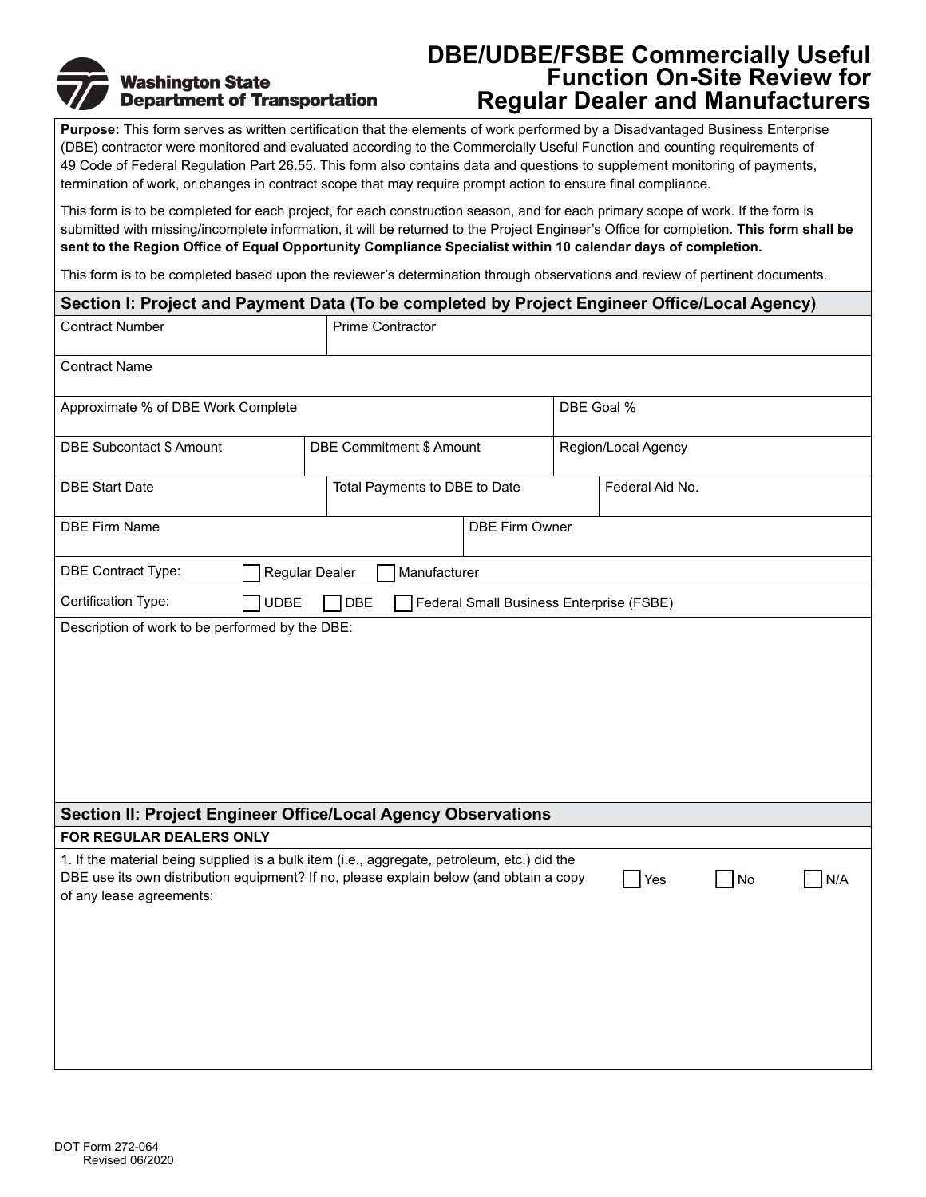# DBE/UDBE/FSBE Commercially Useful Function On-Site Review for Regular Dealer and Manufacturers

Washington State Department of Transportation

**Purpose:** This form serves as written certification that the elements of work performed by a Disadvantaged Business Enterprise (DBE) contractor were monitored and evaluated according to the Commercially Useful Function and counting requirements of 49 Code of Federal Regulation Part 26.55. This form also contains data and questions to supplement monitoring of payments, termination of work, or changes in contract scope that may require prompt action to ensure final compliance.

This form is to be completed for each project, for each construction season, and for each primary scope of work. If the form is submitted with missing/incomplete information, it will be returned to the Project Engineer's Office for completion. **This form shall be sent to the Region Office of Equal Opportunity Compliance Specialist within 10 calendar days of completion.**

This form is to be completed based upon the reviewer's determination through observations and review of pertinent documents.

## Section I: Project and Payment Data (To be completed by Project Engineer Office/Local Agency)

| Contract Number | Prime Contractor | |
|---|---|---|
| Contract Name | | |
| Approximate % of DBE Work Complete | | DBE Goal % |
| DBE Subcontact $ Amount | DBE Commitment $ Amount | Region/Local Agency |
| DBE Start Date | Total Payments to DBE to Date | Federal Aid No. |
| DBE Firm Name | DBE Firm Owner | |

DBE Contract Type: ☐ Regular Dealer ☐ Manufacturer

Certification Type: ☐ UDBE ☐ DBE ☐ Federal Small Business Enterprise (FSBE)

Description of work to be performed by the DBE:

## Section II: Project Engineer Office/Local Agency Observations

**FOR REGULAR DEALERS ONLY**

1. If the material being supplied is a bulk item (i.e., aggregate, petroleum, etc.) did the DBE use its own distribution equipment? If no, please explain below (and obtain a copy of any lease agreements: ☐ Yes ☐ No ☐ N/A

DOT Form 272-064
Revised 06/2020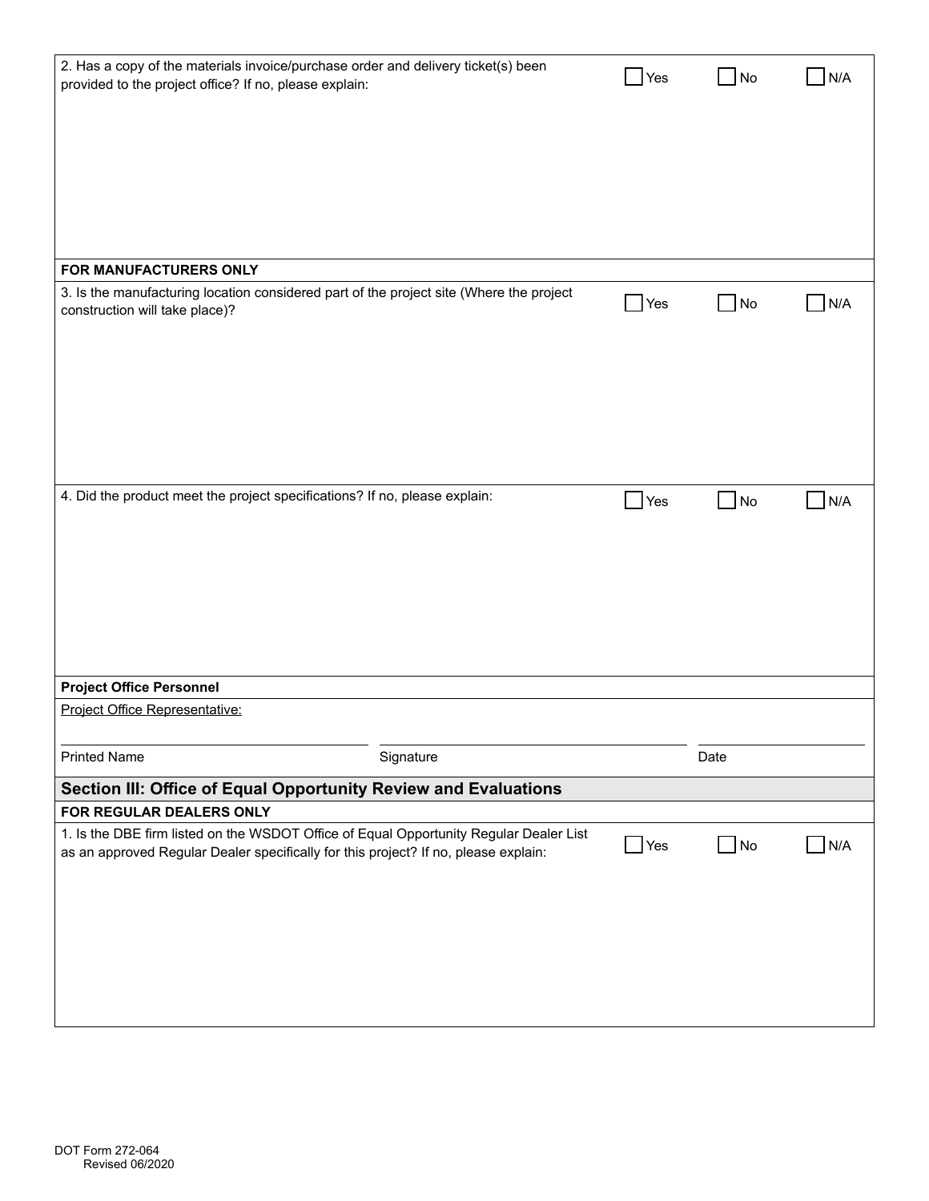2. Has a copy of the materials invoice/purchase order and delivery ticket(s) been provided to the project office? If no, please explain:

☐ Yes ☐ No ☐ N/A

**FOR MANUFACTURERS ONLY**

3. Is the manufacturing location considered part of the project site (Where the project construction will take place)?

☐ Yes ☐ No ☐ N/A

4. Did the product meet the project specifications? If no, please explain:

☐ Yes ☐ No ☐ N/A

**Project Office Personnel**

Project Office Representative:

| Printed Name | Signature | Date |
|---|---|---|
| | | |

## Section III: Office of Equal Opportunity Review and Evaluations

**FOR REGULAR DEALERS ONLY**

1. Is the DBE firm listed on the WSDOT Office of Equal Opportunity Regular Dealer List as an approved Regular Dealer specifically for this project? If no, please explain:

☐ Yes ☐ No ☐ N/A

DOT Form 272-064
Revised 06/2020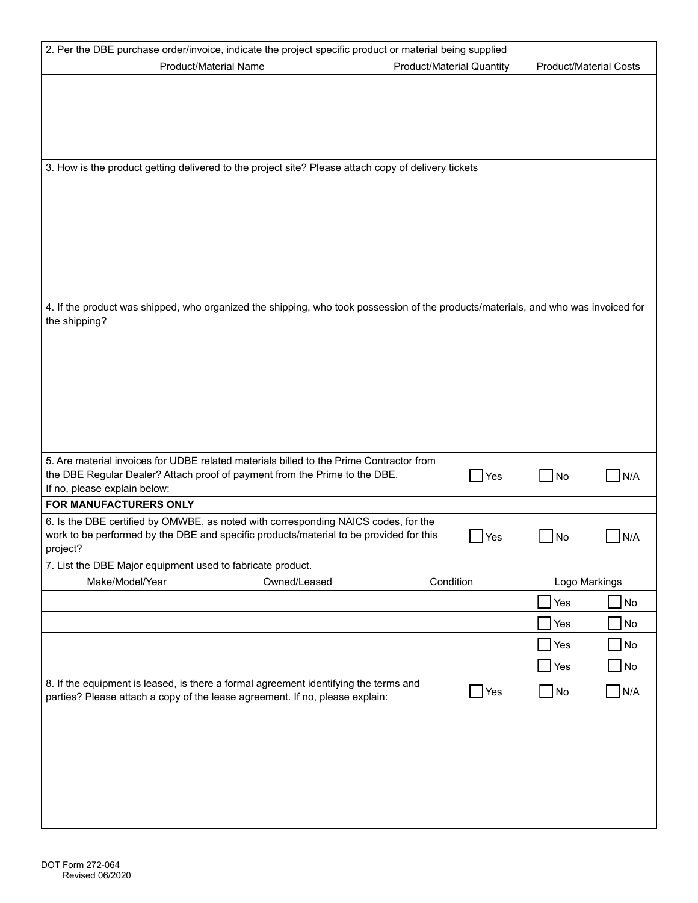2. Per the DBE purchase order/invoice, indicate the project specific product or material being supplied

| Product/Material Name | Product/Material Quantity | Product/Material Costs |
|---|---|---|
| | | |
| | | |
| | | |
| | | |

3. How is the product getting delivered to the project site? Please attach copy of delivery tickets

4. If the product was shipped, who organized the shipping, who took possession of the products/materials, and who was invoiced for the shipping?

5. Are material invoices for UDBE related materials billed to the Prime Contractor from the DBE Regular Dealer? Attach proof of payment from the Prime to the DBE. ☐ Yes ☐ No ☐ N/A

If no, please explain below:

**FOR MANUFACTURERS ONLY**

6. Is the DBE certified by OMWBE, as noted with corresponding NAICS codes, for the work to be performed by the DBE and specific products/material to be provided for this project? ☐ Yes ☐ No ☐ N/A

7. List the DBE Major equipment used to fabricate product.

| Make/Model/Year | Owned/Leased | Condition | Logo Markings |
|---|---|---|---|
| | | | ☐ Yes ☐ No |
| | | | ☐ Yes ☐ No |
| | | | ☐ Yes ☐ No |
| | | | ☐ Yes ☐ No |

8. If the equipment is leased, is there a formal agreement identifying the terms and parties? Please attach a copy of the lease agreement. If no, please explain: ☐ Yes ☐ No ☐ N/A

DOT Form 272-064
Revised 06/2020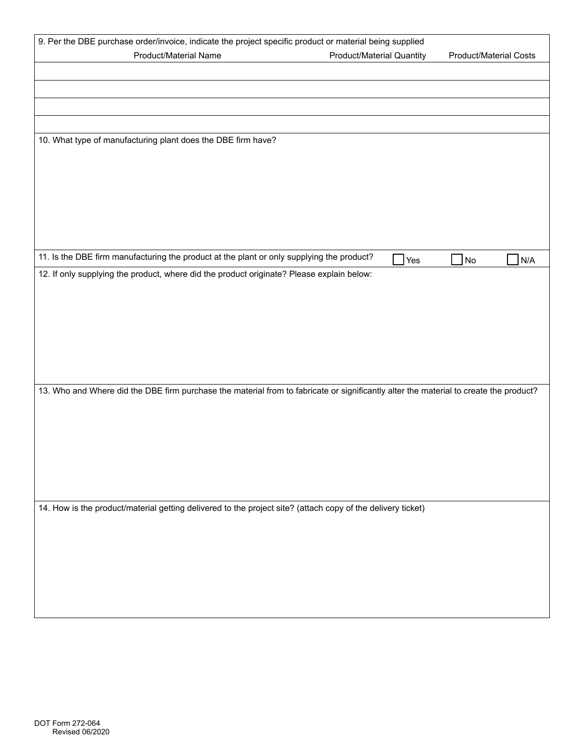9. Per the DBE purchase order/invoice, indicate the project specific product or material being supplied

| Product/Material Name | Product/Material Quantity | Product/Material Costs |
| --- | --- | --- |
| | | |
| | | |
| | | |
| | | |

10. What type of manufacturing plant does the DBE firm have?

11. Is the DBE firm manufacturing the product at the plant or only supplying the product? ☐ Yes ☐ No ☐ N/A

12. If only supplying the product, where did the product originate? Please explain below:

13. Who and Where did the DBE firm purchase the material from to fabricate or significantly alter the material to create the product?

14. How is the product/material getting delivered to the project site? (attach copy of the delivery ticket)

DOT Form 272-064
Revised 06/2020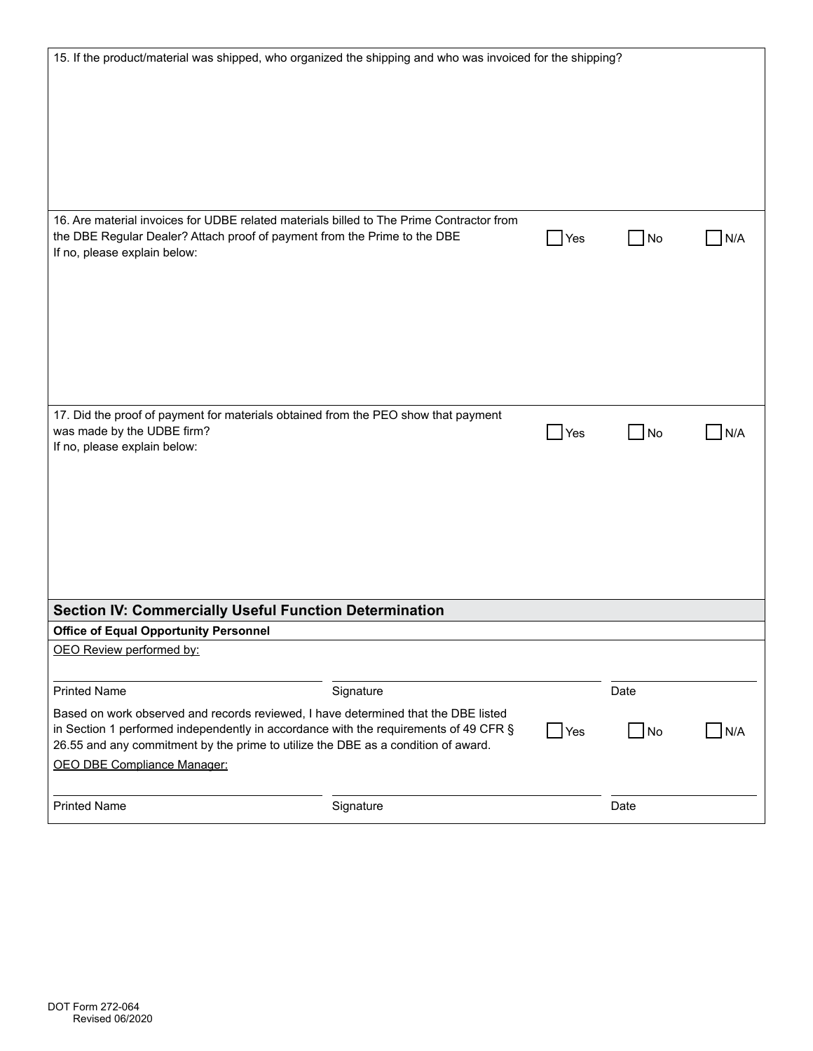15. If the product/material was shipped, who organized the shipping and who was invoiced for the shipping?

16. Are material invoices for UDBE related materials billed to The Prime Contractor from the DBE Regular Dealer? Attach proof of payment from the Prime to the DBE

☐ Yes ☐ No ☐ N/A

If no, please explain below:

17. Did the proof of payment for materials obtained from the PEO show that payment was made by the UDBE firm?

☐ Yes ☐ No ☐ N/A

If no, please explain below:

## Section IV: Commercially Useful Function Determination

**Office of Equal Opportunity Personnel**

OEO Review performed by:

| Printed Name | Signature | Date |
|---|---|---|

Based on work observed and records reviewed, I have determined that the DBE listed in Section 1 performed independently in accordance with the requirements of 49 CFR § 26.55 and any commitment by the prime to utilize the DBE as a condition of award.

☐ Yes ☐ No ☐ N/A

OEO DBE Compliance Manager:

| Printed Name | Signature | Date |
|---|---|---|

DOT Form 272-064
Revised 06/2020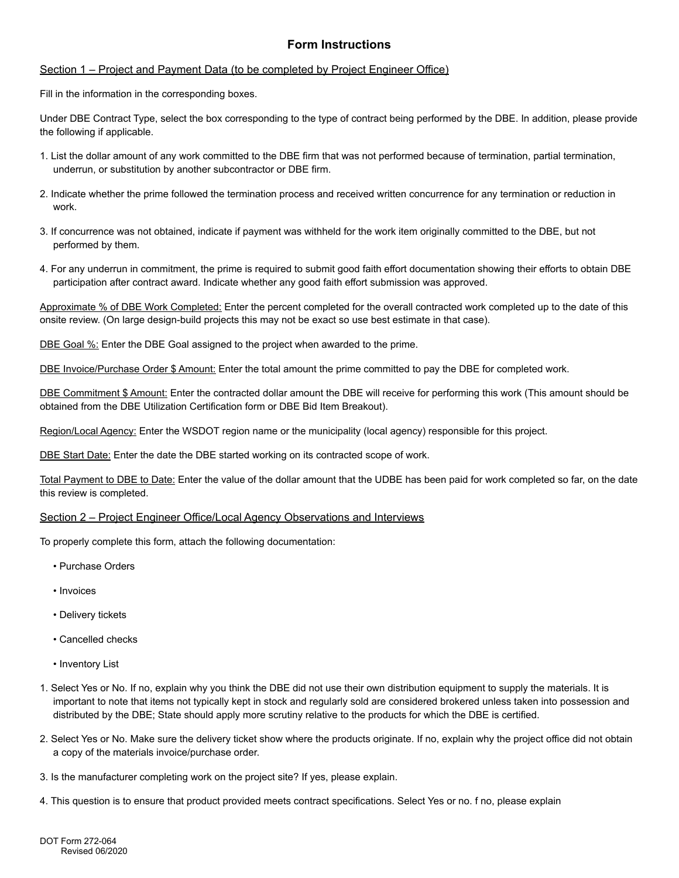# Form Instructions

Section 1 – Project and Payment Data (to be completed by Project Engineer Office)

Fill in the information in the corresponding boxes.

Under DBE Contract Type, select the box corresponding to the type of contract being performed by the DBE. In addition, please provide the following if applicable.

1. List the dollar amount of any work committed to the DBE firm that was not performed because of termination, partial termination, underrun, or substitution by another subcontractor or DBE firm.
2. Indicate whether the prime followed the termination process and received written concurrence for any termination or reduction in work.
3. If concurrence was not obtained, indicate if payment was withheld for the work item originally committed to the DBE, but not performed by them.
4. For any underrun in commitment, the prime is required to submit good faith effort documentation showing their efforts to obtain DBE participation after contract award. Indicate whether any good faith effort submission was approved.

Approximate % of DBE Work Completed: Enter the percent completed for the overall contracted work completed up to the date of this onsite review. (On large design-build projects this may not be exact so use best estimate in that case).

DBE Goal %: Enter the DBE Goal assigned to the project when awarded to the prime.

DBE Invoice/Purchase Order $ Amount: Enter the total amount the prime committed to pay the DBE for completed work.

DBE Commitment $ Amount: Enter the contracted dollar amount the DBE will receive for performing this work (This amount should be obtained from the DBE Utilization Certification form or DBE Bid Item Breakout).

Region/Local Agency: Enter the WSDOT region name or the municipality (local agency) responsible for this project.

DBE Start Date: Enter the date the DBE started working on its contracted scope of work.

Total Payment to DBE to Date: Enter the value of the dollar amount that the UDBE has been paid for work completed so far, on the date this review is completed.

Section 2 – Project Engineer Office/Local Agency Observations and Interviews

To properly complete this form, attach the following documentation:

- Purchase Orders
- Invoices
- Delivery tickets
- Cancelled checks
- Inventory List

1. Select Yes or No. If no, explain why you think the DBE did not use their own distribution equipment to supply the materials. It is important to note that items not typically kept in stock and regularly sold are considered brokered unless taken into possession and distributed by the DBE; State should apply more scrutiny relative to the products for which the DBE is certified.
2. Select Yes or No. Make sure the delivery ticket show where the products originate. If no, explain why the project office did not obtain a copy of the materials invoice/purchase order.
3. Is the manufacturer completing work on the project site? If yes, please explain.
4. This question is to ensure that product provided meets contract specifications. Select Yes or no. f no, please explain

DOT Form 272-064
Revised 06/2020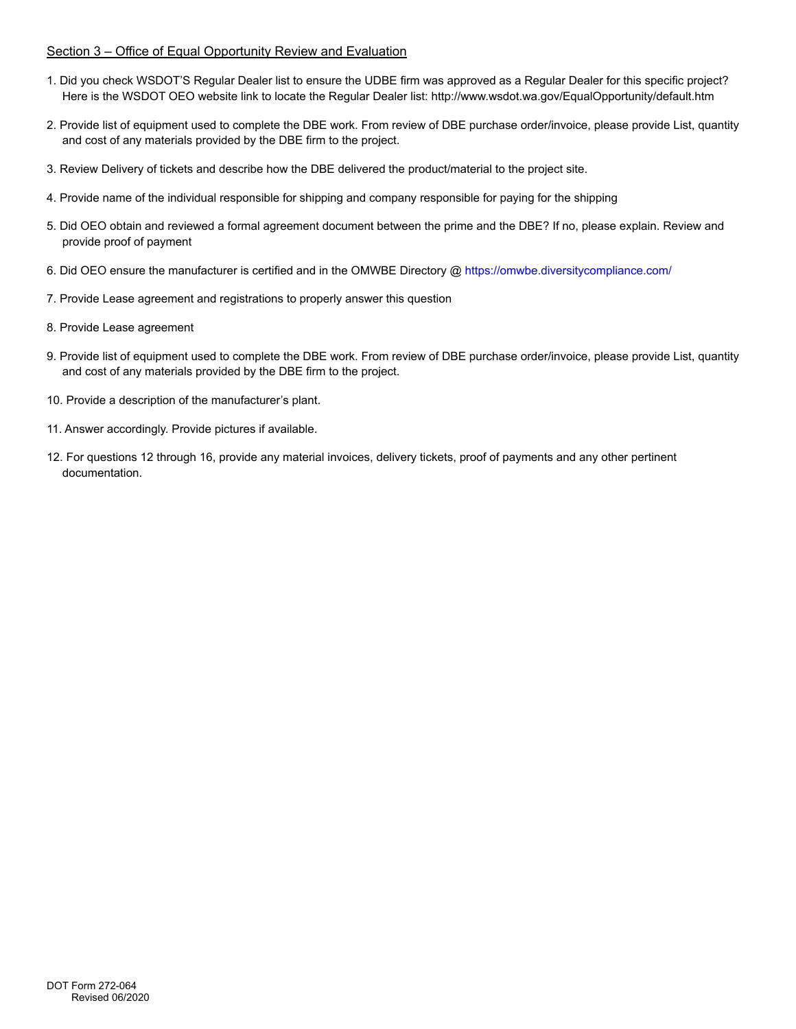## Section 3 – Office of Equal Opportunity Review and Evaluation

1. Did you check WSDOT'S Regular Dealer list to ensure the UDBE firm was approved as a Regular Dealer for this specific project? Here is the WSDOT OEO website link to locate the Regular Dealer list: http://www.wsdot.wa.gov/EqualOpportunity/default.htm

2. Provide list of equipment used to complete the DBE work. From review of DBE purchase order/invoice, please provide List, quantity and cost of any materials provided by the DBE firm to the project.

3. Review Delivery of tickets and describe how the DBE delivered the product/material to the project site.

4. Provide name of the individual responsible for shipping and company responsible for paying for the shipping

5. Did OEO obtain and reviewed a formal agreement document between the prime and the DBE? If no, please explain. Review and provide proof of payment

6. Did OEO ensure the manufacturer is certified and in the OMWBE Directory @ https://omwbe.diversitycompliance.com/

7. Provide Lease agreement and registrations to properly answer this question

8. Provide Lease agreement

9. Provide list of equipment used to complete the DBE work. From review of DBE purchase order/invoice, please provide List, quantity and cost of any materials provided by the DBE firm to the project.

10. Provide a description of the manufacturer's plant.

11. Answer accordingly. Provide pictures if available.

12. For questions 12 through 16, provide any material invoices, delivery tickets, proof of payments and any other pertinent documentation.

DOT Form 272-064
Revised 06/2020